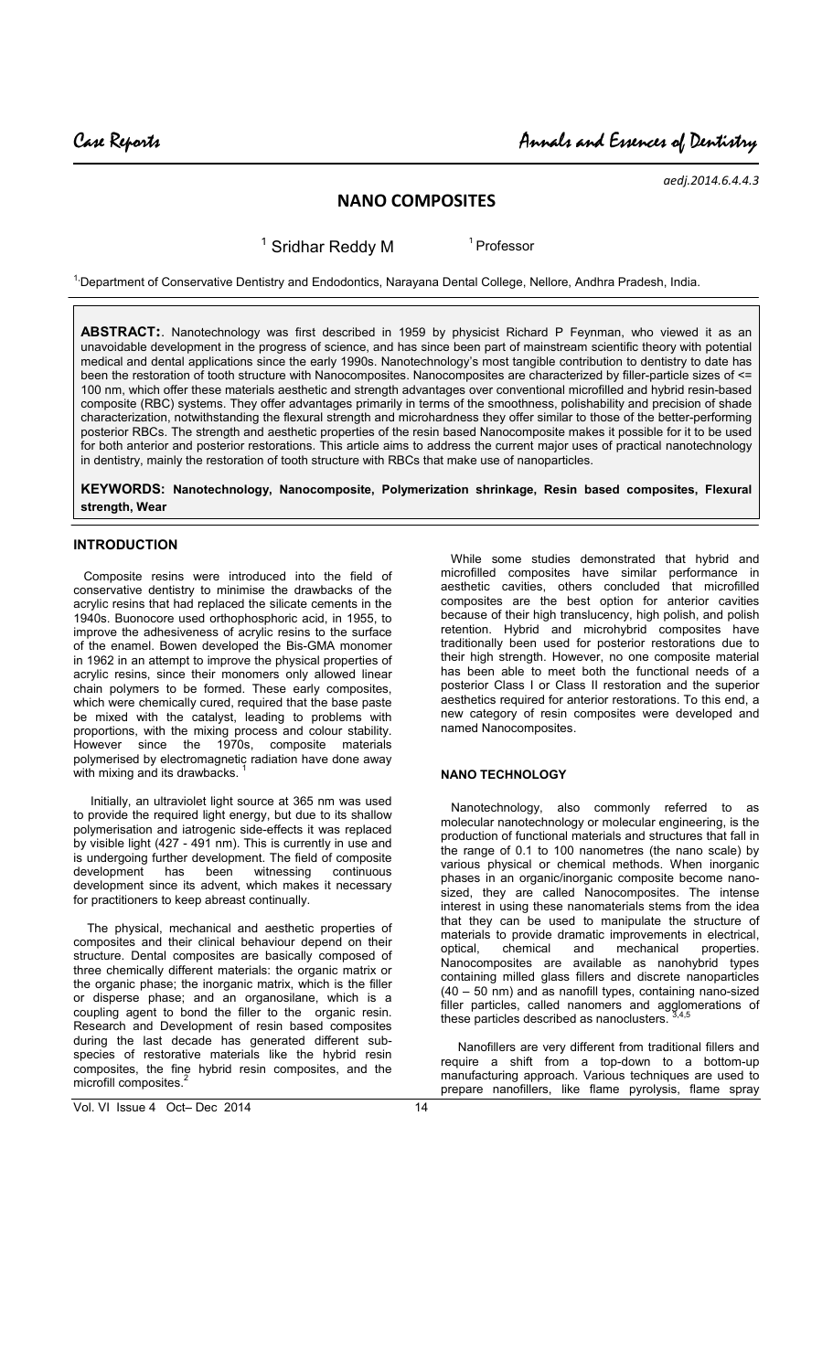aedj.2014.6.4.4.3

# NANO COMPOSITES

[1] Sridhar Reddy M [1] Professor

[1] Department of Conservative Dentistry and Endodontics, Narayana Dental College, Nellore, Andhra Pradesh, India.

**ABSTRACT:**. Nanotechnology was first described in 1959 by physicist Richard P Feynman, who viewed it as an unavoidable development in the progress of science, and has since been part of mainstream scientific theory with potential medical and dental applications since the early 1990s. Nanotechnology's most tangible contribution to dentistry to date has been the restoration of tooth structure with Nanocomposites. Nanocomposites are characterized by filler-particle sizes of <= 100 nm, which offer these materials aesthetic and strength advantages over conventional microfilled and hybrid resin-based composite (RBC) systems. They offer advantages primarily in terms of the smoothness, polishability and precision of shade characterization, notwithstanding the flexural strength and microhardness they offer similar to those of the better-performing posterior RBCs. The strength and aesthetic properties of the resin based Nanocomposite makes it possible for it to be used for both anterior and posterior restorations. This article aims to address the current major uses of practical nanotechnology in dentistry, mainly the restoration of tooth structure with RBCs that make use of nanoparticles.

**KEYWORDS: Nanotechnology, Nanocomposite, Polymerization shrinkage, Resin based composites, Flexural strength, Wear**

## INTRODUCTION

Composite resins were introduced into the field of conservative dentistry to minimise the drawbacks of the acrylic resins that had replaced the silicate cements in the 1940s. Buonocore used orthophosphoric acid, in 1955, to improve the adhesiveness of acrylic resins to the surface of the enamel. Bowen developed the Bis-GMA monomer in 1962 in an attempt to improve the physical properties of acrylic resins, since their monomers only allowed linear chain polymers to be formed. These early composites, which were chemically cured, required that the base paste be mixed with the catalyst, leading to problems with proportions, with the mixing process and colour stability. However since the 1970s, composite materials polymerised by electromagnetic radiation have done away with mixing and its drawbacks. [1]

Initially, an ultraviolet light source at 365 nm was used to provide the required light energy, but due to its shallow polymerisation and iatrogenic side-effects it was replaced by visible light (427 - 491 nm). This is currently in use and is undergoing further development. The field of composite development has been witnessing continuous development since its advent, which makes it necessary for practitioners to keep abreast continually.

The physical, mechanical and aesthetic properties of composites and their clinical behaviour depend on their structure. Dental composites are basically composed of three chemically different materials: the organic matrix or the organic phase; the inorganic matrix, which is the filler or disperse phase; and an organosilane, which is a coupling agent to bond the filler to the organic resin. Research and Development of resin based composites during the last decade has generated different sub-species of restorative materials like the hybrid resin composites, the fine hybrid resin composites, and the microfill composites. [2]

While some studies demonstrated that hybrid and microfilled composites have similar performance in aesthetic cavities, others concluded that microfilled composites are the best option for anterior cavities because of their high translucency, high polish, and polish retention. Hybrid and microhybrid composites have traditionally been used for posterior restorations due to their high strength. However, no one composite material has been able to meet both the functional needs of a posterior Class I or Class II restoration and the superior aesthetics required for anterior restorations. To this end, a new category of resin composites were developed and named Nanocomposites.

## NANO TECHNOLOGY

Nanotechnology, also commonly referred to as molecular nanotechnology or molecular engineering, is the production of functional materials and structures that fall in the range of 0.1 to 100 nanometres (the nano scale) by various physical or chemical methods. When inorganic phases in an organic/inorganic composite become nano-sized, they are called Nanocomposites. The intense interest in using these nanomaterials stems from the idea that they can be used to manipulate the structure of materials to provide dramatic improvements in electrical, optical, chemical and mechanical properties. Nanocomposites are available as nanohybrid types containing milled glass fillers and discrete nanoparticles (40 – 50 nm) and as nanofill types, containing nano-sized filler particles, called nanomers and agglomerations of these particles described as nanoclusters. [3,4,5]

Nanofillers are very different from traditional fillers and require a shift from a top-down to a bottom-up manufacturing approach. Various techniques are used to prepare nanofillers, like flame pyrolysis, flame spray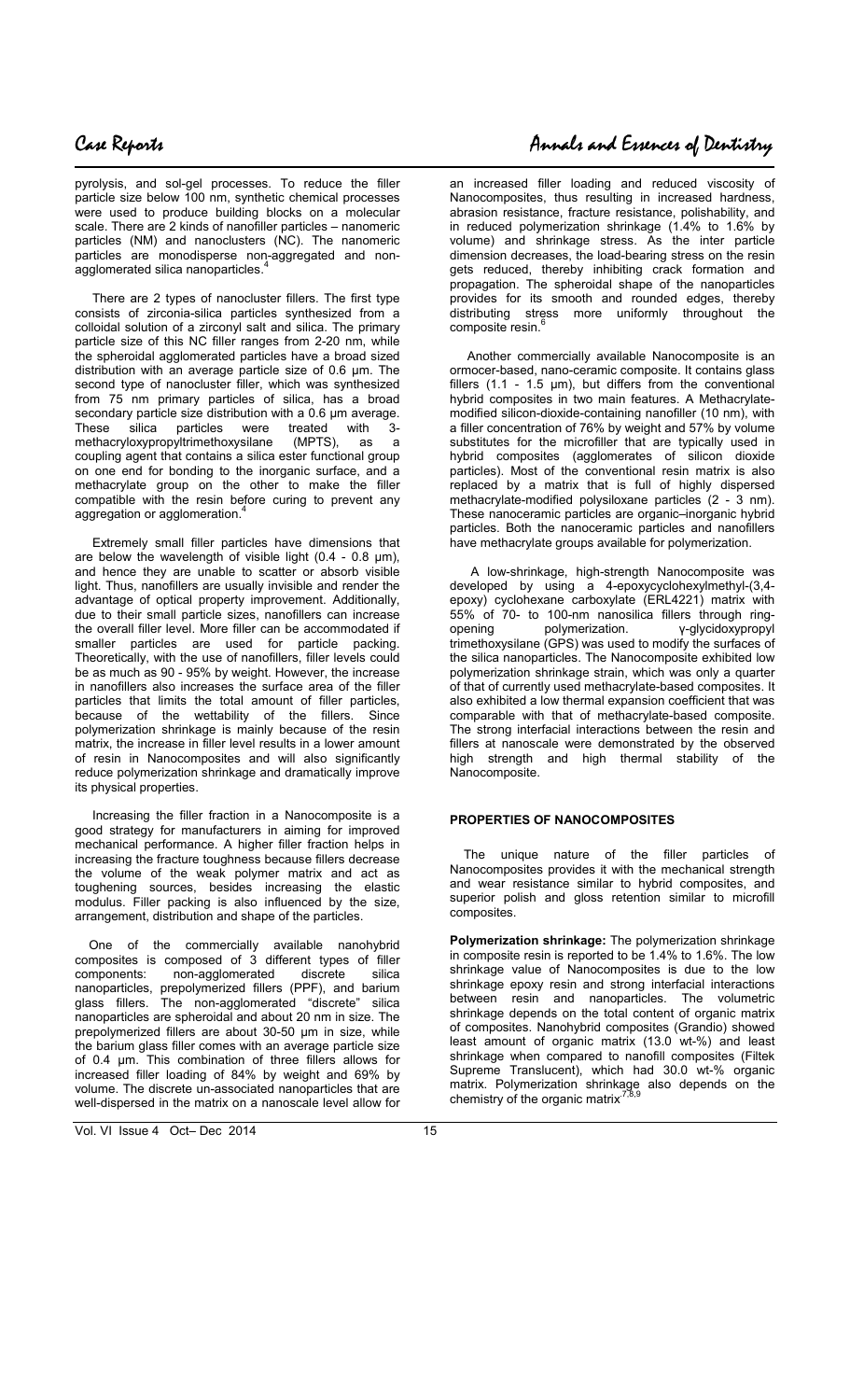pyrolysis, and sol-gel processes. To reduce the filler particle size below 100 nm, synthetic chemical processes were used to produce building blocks on a molecular scale. There are 2 kinds of nanofiller particles – nanomeric particles (NM) and nanoclusters (NC). The nanomeric particles are monodisperse non-aggregated and non-agglomerated silica nanoparticles.[4]

There are 2 types of nanocluster fillers. The first type consists of zirconia-silica particles synthesized from a colloidal solution of a zirconyl salt and silica. The primary particle size of this NC filler ranges from 2-20 nm, while the spheroidal agglomerated particles have a broad sized distribution with an average particle size of 0.6 µm. The second type of nanocluster filler, which was synthesized from 75 nm primary particles of silica, has a broad secondary particle size distribution with a 0.6 µm average. These silica particles were treated with 3-methacryloxypropyltrimethoxysilane (MPTS), as a coupling agent that contains a silica ester functional group on one end for bonding to the inorganic surface, and a methacrylate group on the other to make the filler compatible with the resin before curing to prevent any aggregation or agglomeration.[4]

Extremely small filler particles have dimensions that are below the wavelength of visible light (0.4 - 0.8 µm), and hence they are unable to scatter or absorb visible light. Thus, nanofillers are usually invisible and render the advantage of optical property improvement. Additionally, due to their small particle sizes, nanofillers can increase the overall filler level. More filler can be accommodated if smaller particles are used for particle packing. Theoretically, with the use of nanofillers, filler levels could be as much as 90 - 95% by weight. However, the increase in nanofillers also increases the surface area of the filler particles that limits the total amount of filler particles, because of the wettability of the fillers. Since polymerization shrinkage is mainly because of the resin matrix, the increase in filler level results in a lower amount of resin in Nanocomposites and will also significantly reduce polymerization shrinkage and dramatically improve its physical properties.

Increasing the filler fraction in a Nanocomposite is a good strategy for manufacturers in aiming for improved mechanical performance. A higher filler fraction helps in increasing the fracture toughness because fillers decrease the volume of the weak polymer matrix and act as toughening sources, besides increasing the elastic modulus. Filler packing is also influenced by the size, arrangement, distribution and shape of the particles.

One of the commercially available nanohybrid composites is composed of 3 different types of filler components: non-agglomerated discrete silica nanoparticles, prepolymerized fillers (PPF), and barium glass fillers. The non-agglomerated "discrete" silica nanoparticles are spheroidal and about 20 nm in size. The prepolymerized fillers are about 30-50 µm in size, while the barium glass filler comes with an average particle size of 0.4 µm. This combination of three fillers allows for increased filler loading of 84% by weight and 69% by volume. The discrete un-associated nanoparticles that are well-dispersed in the matrix on a nanoscale level allow for an increased filler loading and reduced viscosity of Nanocomposites, thus resulting in increased hardness, abrasion resistance, fracture resistance, polishability, and in reduced polymerization shrinkage (1.4% to 1.6% by volume) and shrinkage stress. As the inter particle dimension decreases, the load-bearing stress on the resin gets reduced, thereby inhibiting crack formation and propagation. The spheroidal shape of the nanoparticles provides for its smooth and rounded edges, thereby distributing stress more uniformly throughout the composite resin.[6]

Another commercially available Nanocomposite is an ormocer-based, nano-ceramic composite. It contains glass fillers (1.1 - 1.5 µm), but differs from the conventional hybrid composites in two main features. A Methacrylate-modified silicon-dioxide-containing nanofiller (10 nm), with a filler concentration of 76% by weight and 57% by volume substitutes for the microfiller that are typically used in hybrid composites (agglomerates of silicon dioxide particles). Most of the conventional resin matrix is also replaced by a matrix that is full of highly dispersed methacrylate-modified polysiloxane particles (2 - 3 nm). These nanoceramic particles are organic–inorganic hybrid particles. Both the nanoceramic particles and nanofillers have methacrylate groups available for polymerization.

A low-shrinkage, high-strength Nanocomposite was developed by using a 4-epoxycyclohexylmethyl-(3,4-epoxy) cyclohexane carboxylate (ERL4221) matrix with 55% of 70- to 100-nm nanosilica fillers through ring-opening polymerization. γ-glycidoxypropyl trimethoxysilane (GPS) was used to modify the surfaces of the silica nanoparticles. The Nanocomposite exhibited low polymerization shrinkage strain, which was only a quarter of that of currently used methacrylate-based composites. It also exhibited a low thermal expansion coefficient that was comparable with that of methacrylate-based composite. The strong interfacial interactions between the resin and fillers at nanoscale were demonstrated by the observed high strength and high thermal stability of the Nanocomposite.

## PROPERTIES OF NANOCOMPOSITES

The unique nature of the filler particles of Nanocomposites provides it with the mechanical strength and wear resistance similar to hybrid composites, and superior polish and gloss retention similar to microfill composites.

**Polymerization shrinkage:** The polymerization shrinkage in composite resin is reported to be 1.4% to 1.6%. The low shrinkage value of Nanocomposites is due to the low shrinkage epoxy resin and strong interfacial interactions between resin and nanoparticles. The volumetric shrinkage depends on the total content of organic matrix of composites. Nanohybrid composites (Grandio) showed least amount of organic matrix (13.0 wt-%) and least shrinkage when compared to nanofill composites (Filtek Supreme Translucent), which had 30.0 wt-% organic matrix. Polymerization shrinkage also depends on the chemistry of the organic matrix.[7,8,9]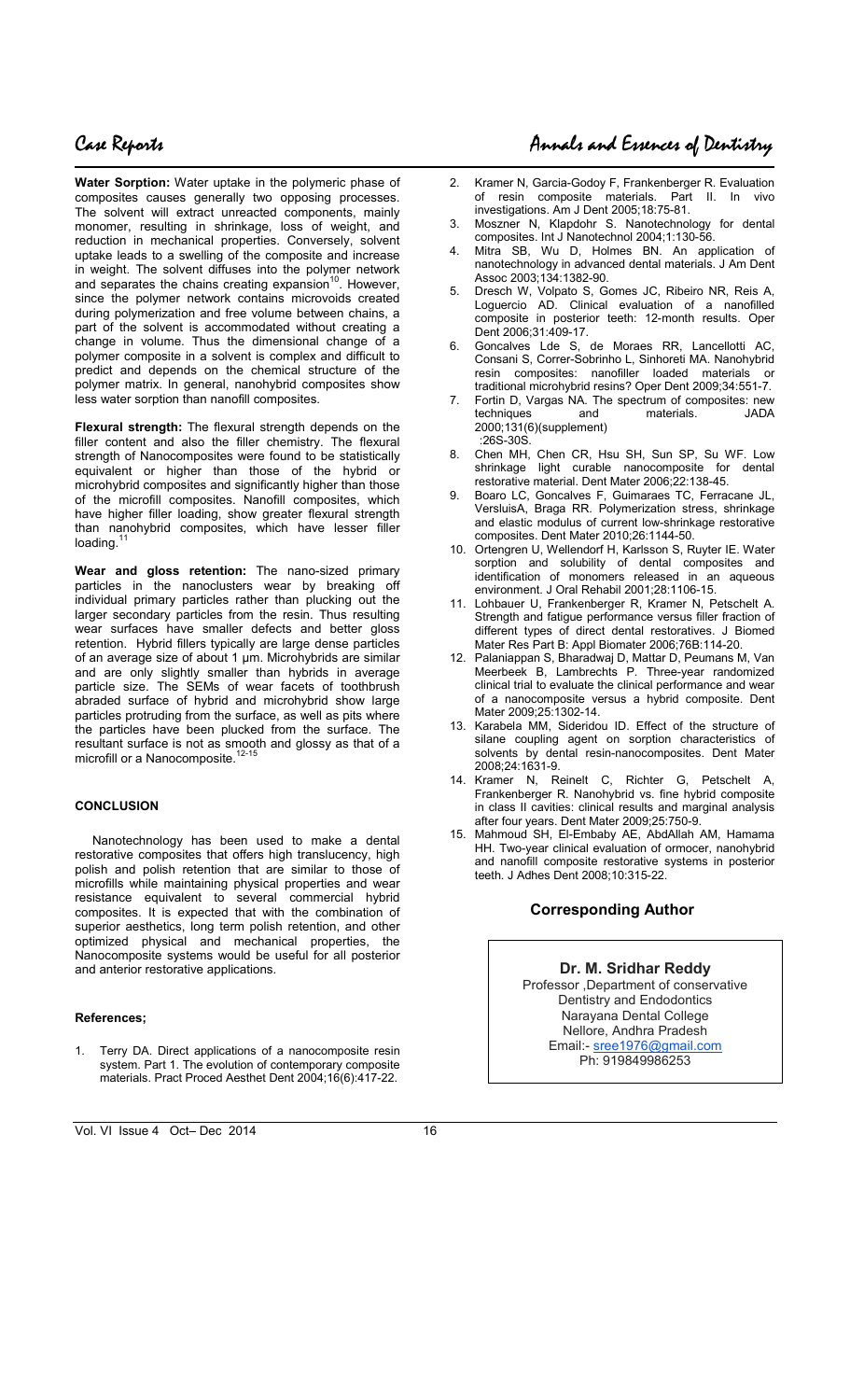**Water Sorption:** Water uptake in the polymeric phase of composites causes generally two opposing processes. The solvent will extract unreacted components, mainly monomer, resulting in shrinkage, loss of weight, and reduction in mechanical properties. Conversely, solvent uptake leads to a swelling of the composite and increase in weight. The solvent diffuses into the polymer network and separates the chains creating expansion[10]. However, since the polymer network contains microvoids created during polymerization and free volume between chains, a part of the solvent is accommodated without creating a change in volume. Thus the dimensional change of a polymer composite in a solvent is complex and difficult to predict and depends on the chemical structure of the polymer matrix. In general, nanohybrid composites show less water sorption than nanofill composites.

**Flexural strength:** The flexural strength depends on the filler content and also the filler chemistry. The flexural strength of Nanocomposites were found to be statistically equivalent or higher than those of the hybrid or microhybrid composites and significantly higher than those of the microfill composites. Nanofill composites, which have higher filler loading, show greater flexural strength than nanohybrid composites, which have lesser filler loading.[11]

**Wear and gloss retention:** The nano-sized primary particles in the nanoclusters wear by breaking off individual primary particles rather than plucking out the larger secondary particles from the resin. Thus resulting wear surfaces have smaller defects and better gloss retention. Hybrid fillers typically are large dense particles of an average size of about 1 µm. Microhybrids are similar and are only slightly smaller than hybrids in average particle size. The SEMs of wear facets of toothbrush abraded surface of hybrid and microhybrid show large particles protruding from the surface, as well as pits where the particles have been plucked from the surface. The resultant surface is not as smooth and glossy as that of a microfill or a Nanocomposite.[12-15]

## CONCLUSION

Nanotechnology has been used to make a dental restorative composites that offers high translucency, high polish and polish retention that are similar to those of microfills while maintaining physical properties and wear resistance equivalent to several commercial hybrid composites. It is expected that with the combination of superior aesthetics, long term polish retention, and other optimized physical and mechanical properties, the Nanocomposite systems would be useful for all posterior and anterior restorative applications.

## References;

1. Terry DA. Direct applications of a nanocomposite resin system. Part 1. The evolution of contemporary composite materials. Pract Proced Aesthet Dent 2004;16(6):417-22.
2. Kramer N, Garcia-Godoy F, Frankenberger R. Evaluation of resin composite materials. Part II. In vivo investigations. Am J Dent 2005;18:75-81.
3. Moszner N, Klapdohr S. Nanotechnology for dental composites. Int J Nanotechnol 2004;1:130-56.
4. Mitra SB, Wu D, Holmes BN. An application of nanotechnology in advanced dental materials. J Am Dent Assoc 2003;134:1382-90.
5. Dresch W, Volpato S, Gomes JC, Ribeiro NR, Reis A, Loguercio AD. Clinical evaluation of a nanofilled composite in posterior teeth: 12-month results. Oper Dent 2006;31:409-17.
6. Goncalves Lde S, de Moraes RR, Lancellotti AC, Consani S, Correr-Sobrinho L, Sinhoreti MA. Nanohybrid resin composites: nanofiller loaded materials or traditional microhybrid resins? Oper Dent 2009;34:551-7.
7. Fortin D, Vargas NA. The spectrum of composites: new techniques and materials. JADA 2000;131(6)(supplement) :26S-30S.
8. Chen MH, Chen CR, Hsu SH, Sun SP, Su WF. Low shrinkage light curable nanocomposite for dental restorative material. Dent Mater 2006;22:138-45.
9. Boaro LC, Goncalves F, Guimaraes TC, Ferracane JL, VersluisA, Braga RR. Polymerization stress, shrinkage and elastic modulus of current low-shrinkage restorative composites. Dent Mater 2010;26:1144-50.
10. Ortengren U, Wellendorf H, Karlsson S, Ruyter IE. Water sorption and solubility of dental composites and identification of monomers released in an aqueous environment. J Oral Rehabil 2001;28:1106-15.
11. Lohbauer U, Frankenberger R, Kramer N, Petschelt A. Strength and fatigue performance versus filler fraction of different types of direct dental restoratives. J Biomed Mater Res Part B: Appl Biomater 2006;76B:114-20.
12. Palaniappan S, Bharadwaj D, Mattar D, Peumans M, Van Meerbeek B, Lambrechts P. Three-year randomized clinical trial to evaluate the clinical performance and wear of a nanocomposite versus a hybrid composite. Dent Mater 2009;25:1302-14.
13. Karabela MM, Sideridou ID. Effect of the structure of silane coupling agent on sorption characteristics of solvents by dental resin-nanocomposites. Dent Mater 2008;24:1631-9.
14. Kramer N, Reinelt C, Richter G, Petschelt A, Frankenberger R. Nanohybrid vs. fine hybrid composite in class II cavities: clinical results and marginal analysis after four years. Dent Mater 2009;25:750-9.
15. Mahmoud SH, El-Embaby AE, AbdAllah AM, Hamama HH. Two-year clinical evaluation of ormocer, nanohybrid and nanofill composite restorative systems in posterior teeth. J Adhes Dent 2008;10:315-22.

## Corresponding Author

**Dr. M. Sridhar Reddy**
Professor ,Department of conservative Dentistry and Endodontics
Narayana Dental College
Nellore, Andhra Pradesh
Email:- sree1976@gmail.com
Ph: 919849986253